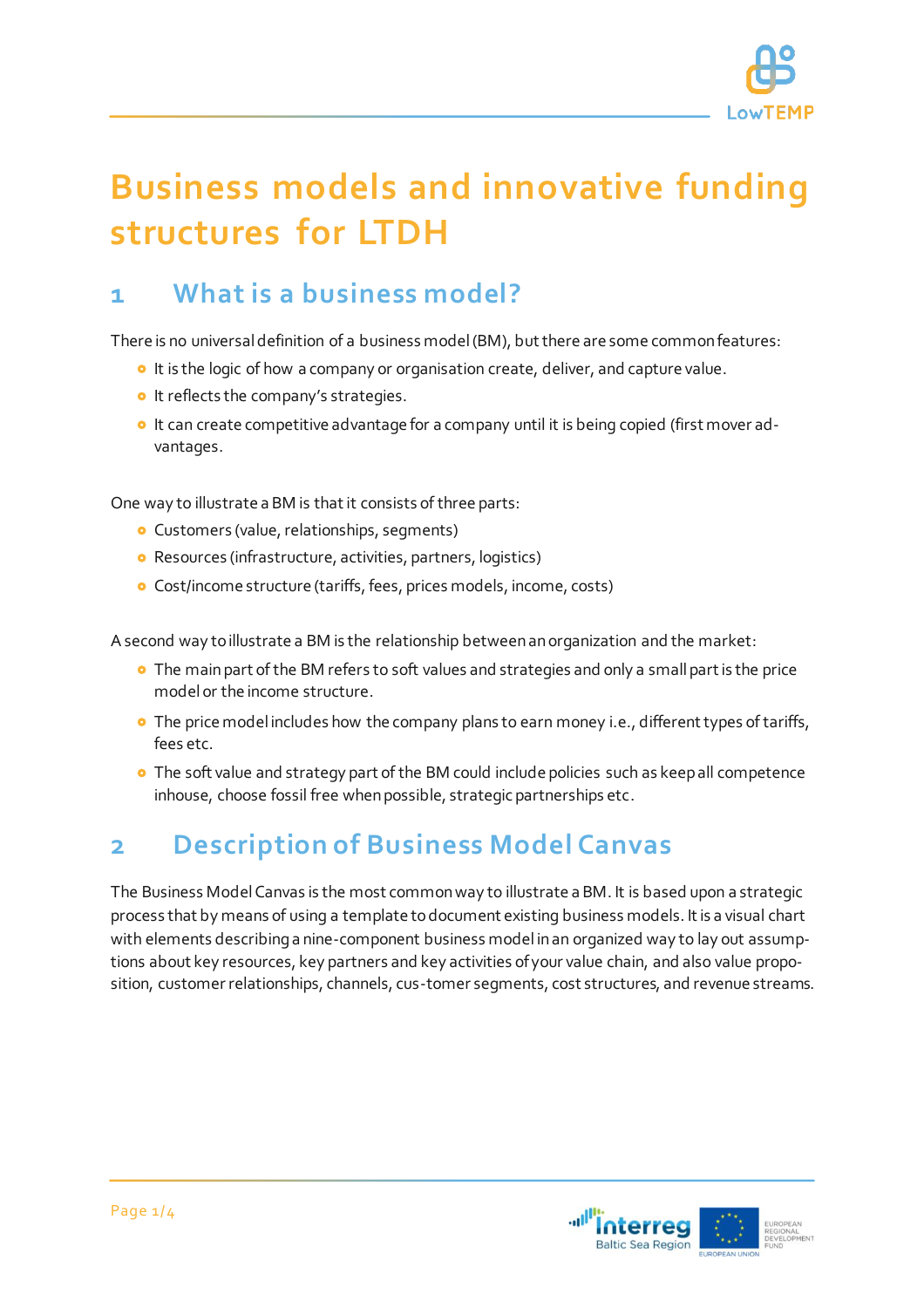# Business models and innovative funding structures for LTDH

## 1 What is a business model?

There is no universal definition of a business model (BM), but there are some common features:

- It is the logic of how a company or organisation create, deliver, and capture value.
- It reflects the company's strategies.
- It can create competitive advantage for a company until it is being copied (first mover advantages.

One way to illustrate a BM is that it consists of three parts:

- Customers (value, relationships, segments)
- Resources (infrastructure, activities, partners, logistics)
- Cost/income structure (tariffs, fees, prices models, income, costs)

A second way to illustrate a BM is the relationship between an organization and the market:

- The main part of the BM refers to soft values and strategies and only a small part is the price model or the income structure.
- The price model includes how the company plans to earn money i.e., different types of tariffs, fees etc.
- The soft value and strategy part of the BM could include policies such as keep all competence inhouse, choose fossil free when possible, strategic partnerships etc.

## 2 Description of Business Model Canvas

The Business Model Canvas is the most common way to illustrate a BM. It is based upon a strategic process that by means of using a template to document existing business models. It is a visual chart with elements describing a nine-component business model in an organized way to lay out assumptions about key resources, key partners and key activities of your value chain, and also value proposition, customer relationships, channels, cus-tomer segments, cost structures, and revenue streams.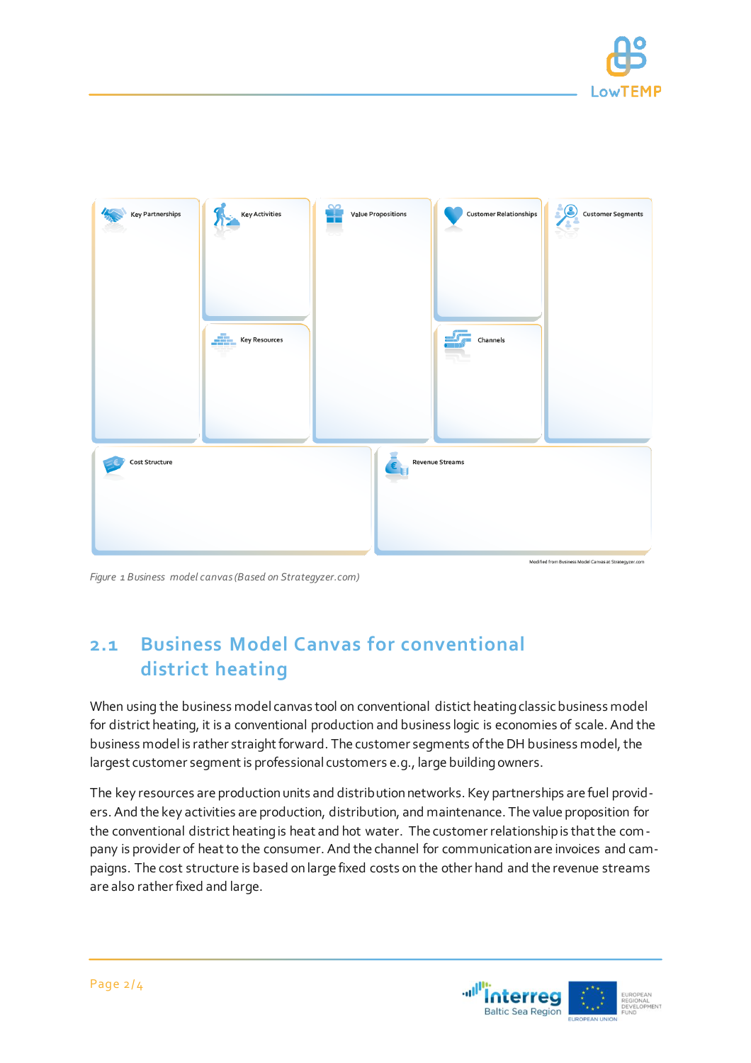| Key Partnerships | Key Activities | Value Propositions | Customer Relationships | Customer Segments |
|---|---|---|---|---|
| | Key Resources | | Channels | |
| Cost Structure | | | Revenue Streams | |

Modified from Business Model Canvas at Strategyzer.com

*Figure 1 Business model canvas (Based on Strategyzer.com)*

## 2.1 Business Model Canvas for conventional district heating

When using the business model canvas tool on conventional distict heating classic business model for district heating, it is a conventional production and business logic is economies of scale. And the business model is rather straight forward. The customer segments of the DH business model, the largest customer segment is professional customers e.g., large building owners.

The key resources are production units and distribution networks. Key partnerships are fuel providers. And the key activities are production, distribution, and maintenance. The value proposition for the conventional district heating is heat and hot water. The customer relationship is that the company is provider of heat to the consumer. And the channel for communication are invoices and campaigns. The cost structure is based on large fixed costs on the other hand and the revenue streams are also rather fixed and large.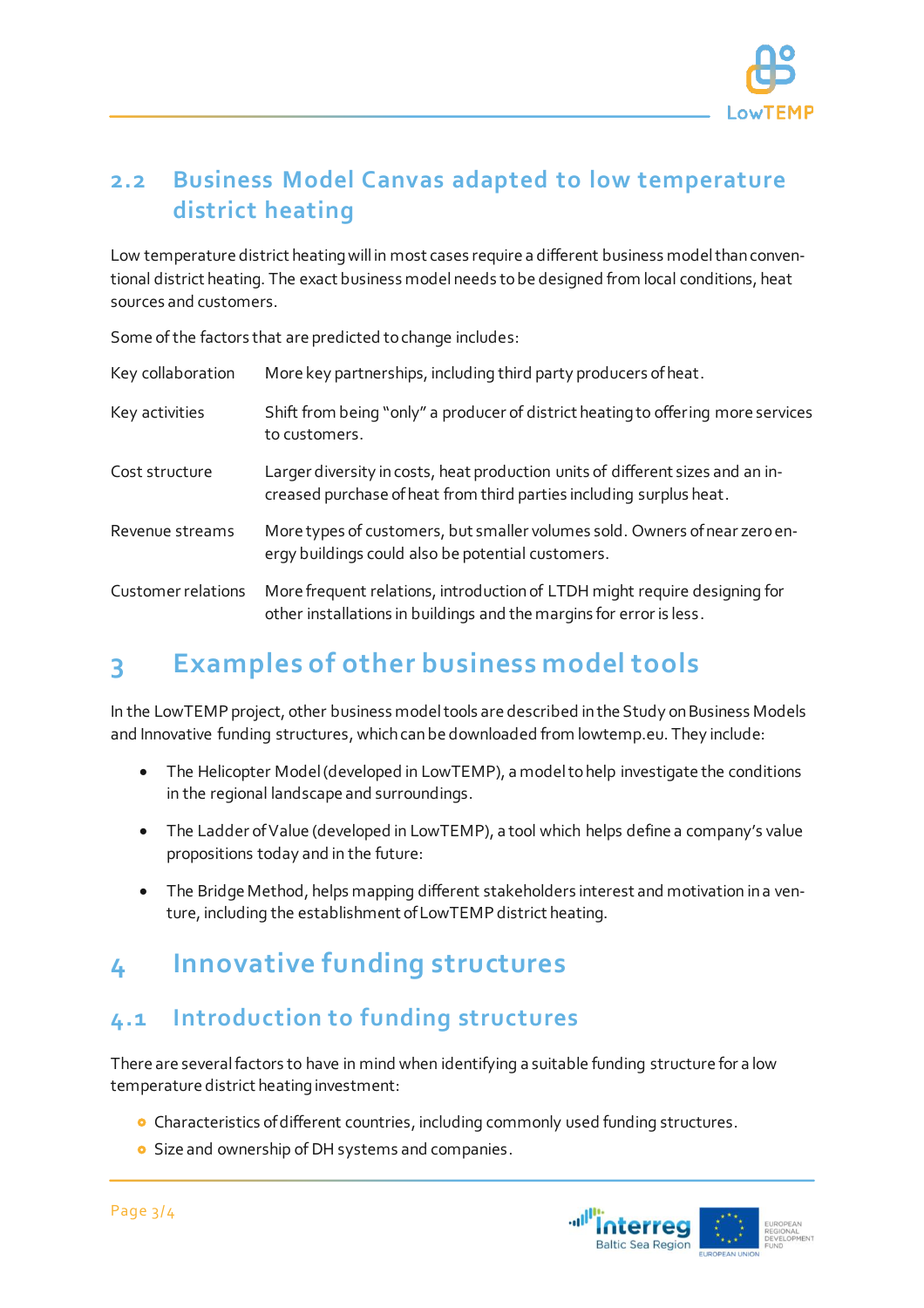## 2.2 Business Model Canvas adapted to low temperature district heating

Low temperature district heating will in most cases require a different business model than conventional district heating. The exact business model needs to be designed from local conditions, heat sources and customers.

Some of the factors that are predicted to change includes:

| | |
|---|---|
| Key collaboration | More key partnerships, including third party producers of heat. |
| Key activities | Shift from being "only" a producer of district heating to offering more services to customers. |
| Cost structure | Larger diversity in costs, heat production units of different sizes and an increased purchase of heat from third parties including surplus heat. |
| Revenue streams | More types of customers, but smaller volumes sold. Owners of near zero energy buildings could also be potential customers. |
| Customer relations | More frequent relations, introduction of LTDH might require designing for other installations in buildings and the margins for error is less. |

# 3 Examples of other business model tools

In the LowTEMP project, other business model tools are described in the Study on Business Models and Innovative funding structures, which can be downloaded from lowtemp.eu. They include:

- The Helicopter Model (developed in LowTEMP), a model to help investigate the conditions in the regional landscape and surroundings.
- The Ladder of Value (developed in LowTEMP), a tool which helps define a company's value propositions today and in the future:
- The Bridge Method, helps mapping different stakeholders interest and motivation in a venture, including the establishment of LowTEMP district heating.

# 4 Innovative funding structures

## 4.1 Introduction to funding structures

There are several factors to have in mind when identifying a suitable funding structure for a low temperature district heating investment:

- Characteristics of different countries, including commonly used funding structures.
- Size and ownership of DH systems and companies.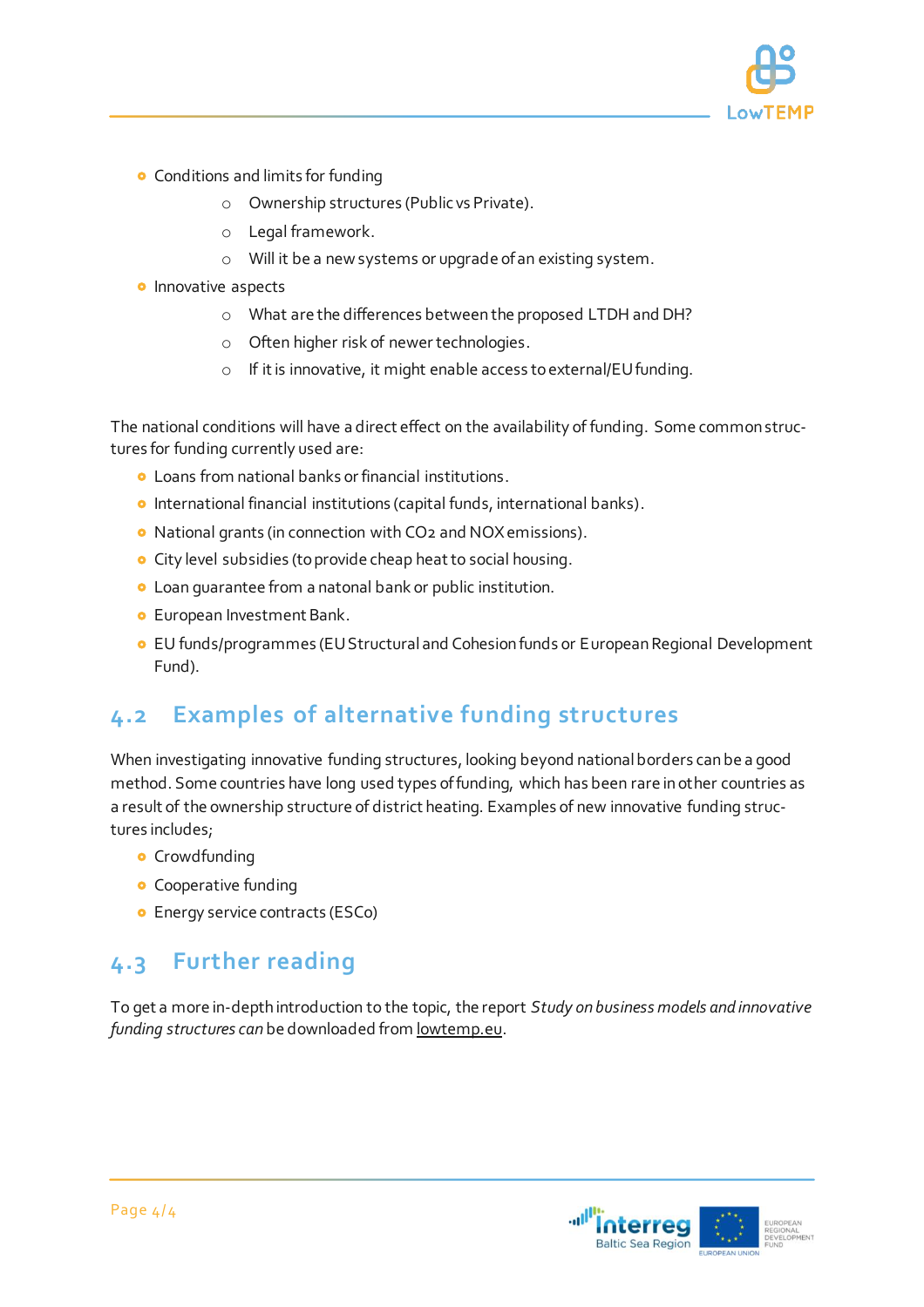- Conditions and limits for funding
    - Ownership structures (Public vs Private).
    - Legal framework.
    - Will it be a new systems or upgrade of an existing system.
- Innovative aspects
    - What are the differences between the proposed LTDH and DH?
    - Often higher risk of newer technologies.
    - If it is innovative, it might enable access to external/EU funding.

The national conditions will have a direct effect on the availability of funding. Some common structures for funding currently used are:

- Loans from national banks or financial institutions.
- International financial institutions (capital funds, international banks).
- National grants (in connection with $CO_2$ and NOX emissions).
- City level subsidies (to provide cheap heat to social housing.
- Loan guarantee from a natonal bank or public institution.
- European Investment Bank.
- EU funds/programmes (EU Structural and Cohesion funds or European Regional Development Fund).

## 4.2 Examples of alternative funding structures

When investigating innovative funding structures, looking beyond national borders can be a good method. Some countries have long used types of funding, which has been rare in other countries as a result of the ownership structure of district heating. Examples of new innovative funding structures includes;

- Crowdfunding
- Cooperative funding
- Energy service contracts (ESCo)

## 4.3 Further reading

To get a more in-depth introduction to the topic, the report *Study on business models and innovative funding structures can* be downloaded from lowtemp.eu.